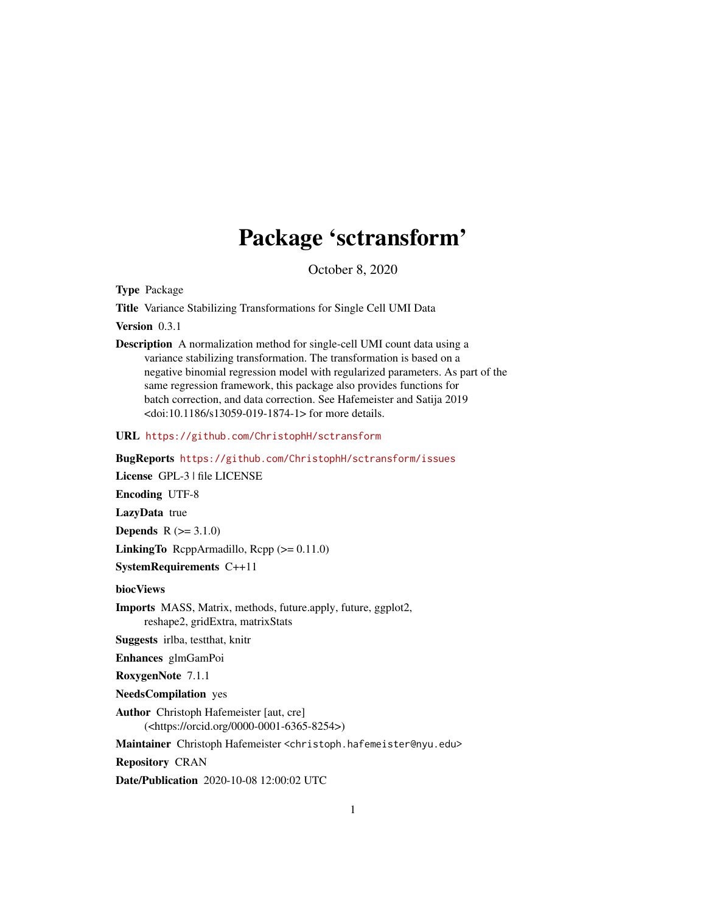# Package 'sctransform'

October 8, 2020

**Type** Package

**Title** Variance Stabilizing Transformations for Single Cell UMI Data

**Version** 0.3.1

**Description** A normalization method for single-cell UMI count data using a variance stabilizing transformation. The transformation is based on a negative binomial regression model with regularized parameters. As part of the same regression framework, this package also provides functions for batch correction, and data correction. See Hafemeister and Satija 2019 <doi:10.1186/s13059-019-1874-1> for more details.

**URL** https://github.com/ChristophH/sctransform

**BugReports** https://github.com/ChristophH/sctransform/issues

**License** GPL-3 | file LICENSE

**Encoding** UTF-8

**LazyData** true

**Depends** R (>= 3.1.0)

**LinkingTo** RcppArmadillo, Rcpp (>= 0.11.0)

**SystemRequirements** C++11

**biocViews**

**Imports** MASS, Matrix, methods, future.apply, future, ggplot2, reshape2, gridExtra, matrixStats

**Suggests** irlba, testthat, knitr

**Enhances** glmGamPoi

**RoxygenNote** 7.1.1

**NeedsCompilation** yes

**Author** Christoph Hafemeister [aut, cre] (<https://orcid.org/0000-0001-6365-8254>)

**Maintainer** Christoph Hafemeister <christoph.hafemeister@nyu.edu>

**Repository** CRAN

**Date/Publication** 2020-10-08 12:00:02 UTC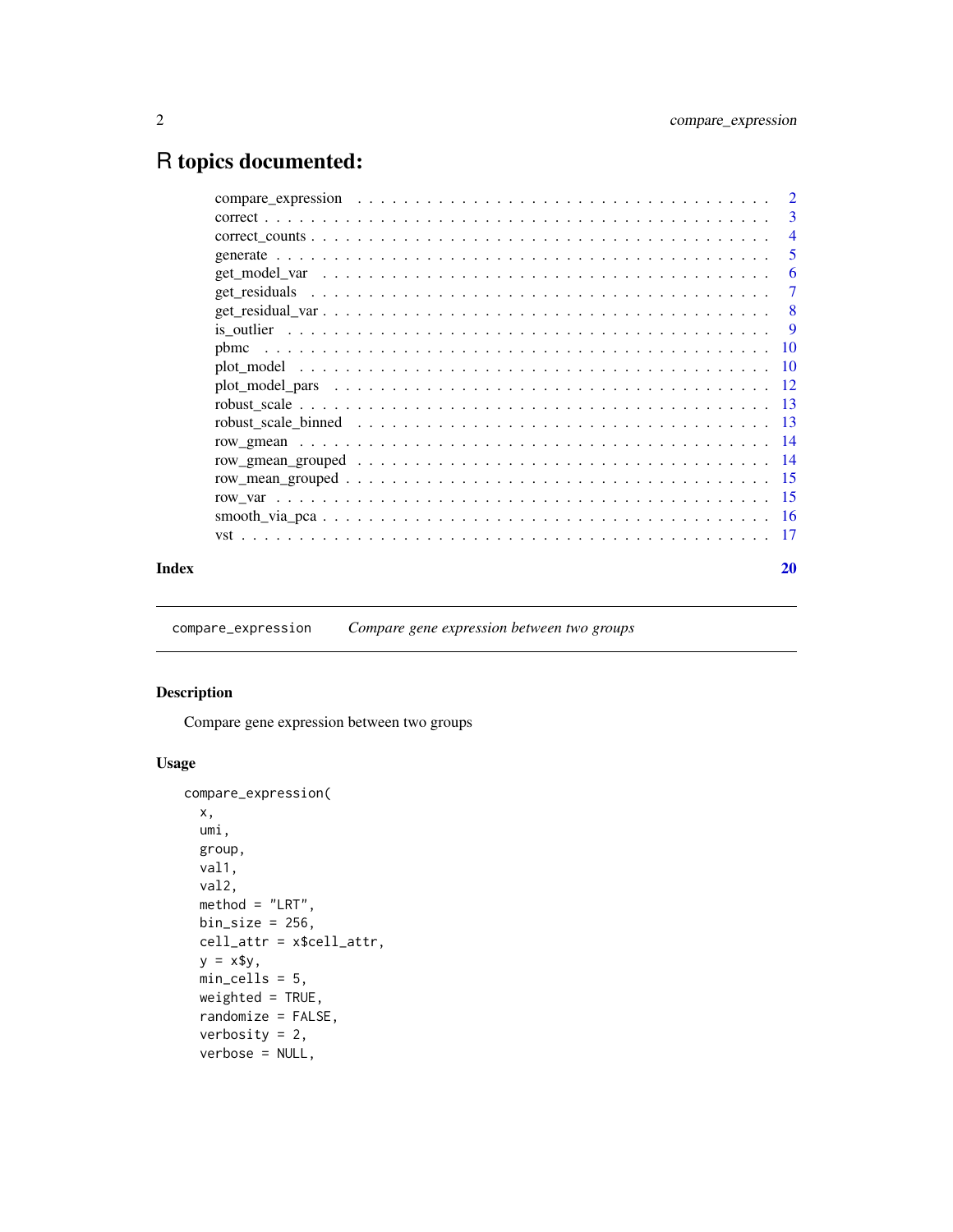# R topics documented:

| | |
|---|---|
| compare_expression | 2 |
| correct | 3 |
| correct_counts | 4 |
| generate | 5 |
| get_model_var | 6 |
| get_residuals | 7 |
| get_residual_var | 8 |
| is_outlier | 9 |
| pbmc | 10 |
| plot_model | 10 |
| plot_model_pars | 12 |
| robust_scale | 13 |
| robust_scale_binned | 13 |
| row_gmean | 14 |
| row_gmean_grouped | 14 |
| row_mean_grouped | 15 |
| row_var | 15 |
| smooth_via_pca | 16 |
| vst | 17 |

**Index** 20

---

compare_expression &nbsp;&nbsp;&nbsp; *Compare gene expression between two groups*

---

### Description

Compare gene expression between two groups

### Usage

```
compare_expression(
  x,
  umi,
  group,
  val1,
  val2,
  method = "LRT",
  bin_size = 256,
  cell_attr = x$cell_attr,
  y = x$y,
  min_cells = 5,
  weighted = TRUE,
  randomize = FALSE,
  verbosity = 2,
  verbose = NULL,
```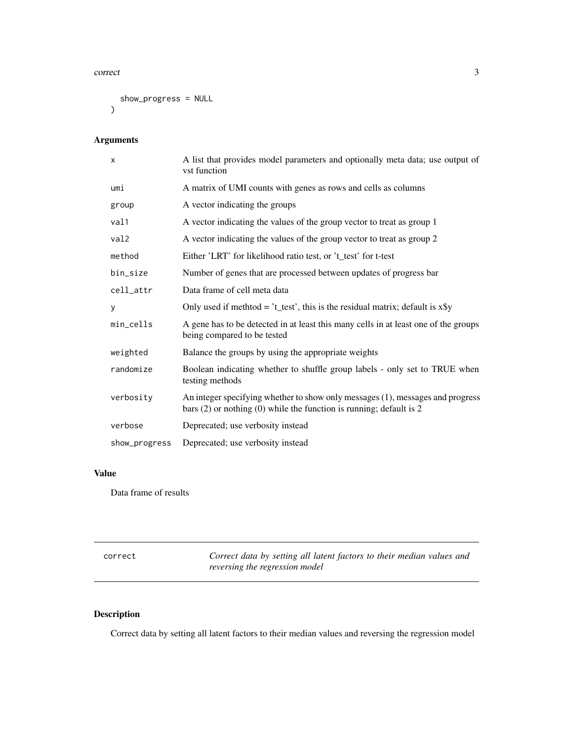```
  show_progress = NULL
)
```

## Arguments

| | |
|---|---|
| x | A list that provides model parameters and optionally meta data; use output of vst function |
| umi | A matrix of UMI counts with genes as rows and cells as columns |
| group | A vector indicating the groups |
| val1 | A vector indicating the values of the group vector to treat as group 1 |
| val2 | A vector indicating the values of the group vector to treat as group 2 |
| method | Either 'LRT' for likelihood ratio test, or 't_test' for t-test |
| bin_size | Number of genes that are processed between updates of progress bar |
| cell_attr | Data frame of cell meta data |
| y | Only used if methtod = 't_test', this is the residual matrix; default is x$y |
| min_cells | A gene has to be detected in at least this many cells in at least one of the groups being compared to be tested |
| weighted | Balance the groups by using the appropriate weights |
| randomize | Boolean indicating whether to shuffle group labels - only set to TRUE when testing methods |
| verbosity | An integer specifying whether to show only messages (1), messages and progress bars (2) or nothing (0) while the function is running; default is 2 |
| verbose | Deprecated; use verbosity instead |
| show_progress | Deprecated; use verbosity instead |

## Value

Data frame of results

---

# correct — *Correct data by setting all latent factors to their median values and reversing the regression model*

---

## Description

Correct data by setting all latent factors to their median values and reversing the regression model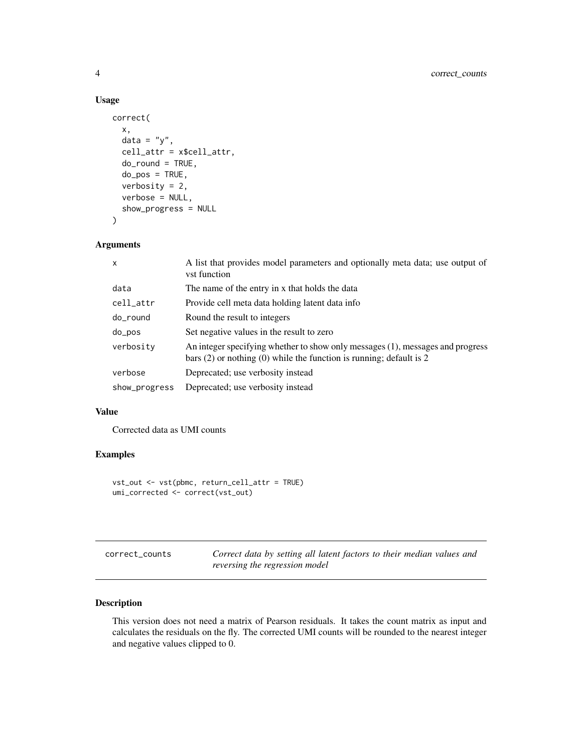### Usage

```
correct(
  x,
  data = "y",
  cell_attr = x$cell_attr,
  do_round = TRUE,
  do_pos = TRUE,
  verbosity = 2,
  verbose = NULL,
  show_progress = NULL
)
```

### Arguments

| | |
|---|---|
| x | A list that provides model parameters and optionally meta data; use output of vst function |
| data | The name of the entry in x that holds the data |
| cell_attr | Provide cell meta data holding latent data info |
| do_round | Round the result to integers |
| do_pos | Set negative values in the result to zero |
| verbosity | An integer specifying whether to show only messages (1), messages and progress bars (2) or nothing (0) while the function is running; default is 2 |
| verbose | Deprecated; use verbosity instead |
| show_progress | Deprecated; use verbosity instead |

### Value

Corrected data as UMI counts

### Examples

```
vst_out <- vst(pbmc, return_cell_attr = TRUE)
umi_corrected <- correct(vst_out)
```

---

## correct_counts — *Correct data by setting all latent factors to their median values and reversing the regression model*

### Description

This version does not need a matrix of Pearson residuals. It takes the count matrix as input and calculates the residuals on the fly. The corrected UMI counts will be rounded to the nearest integer and negative values clipped to 0.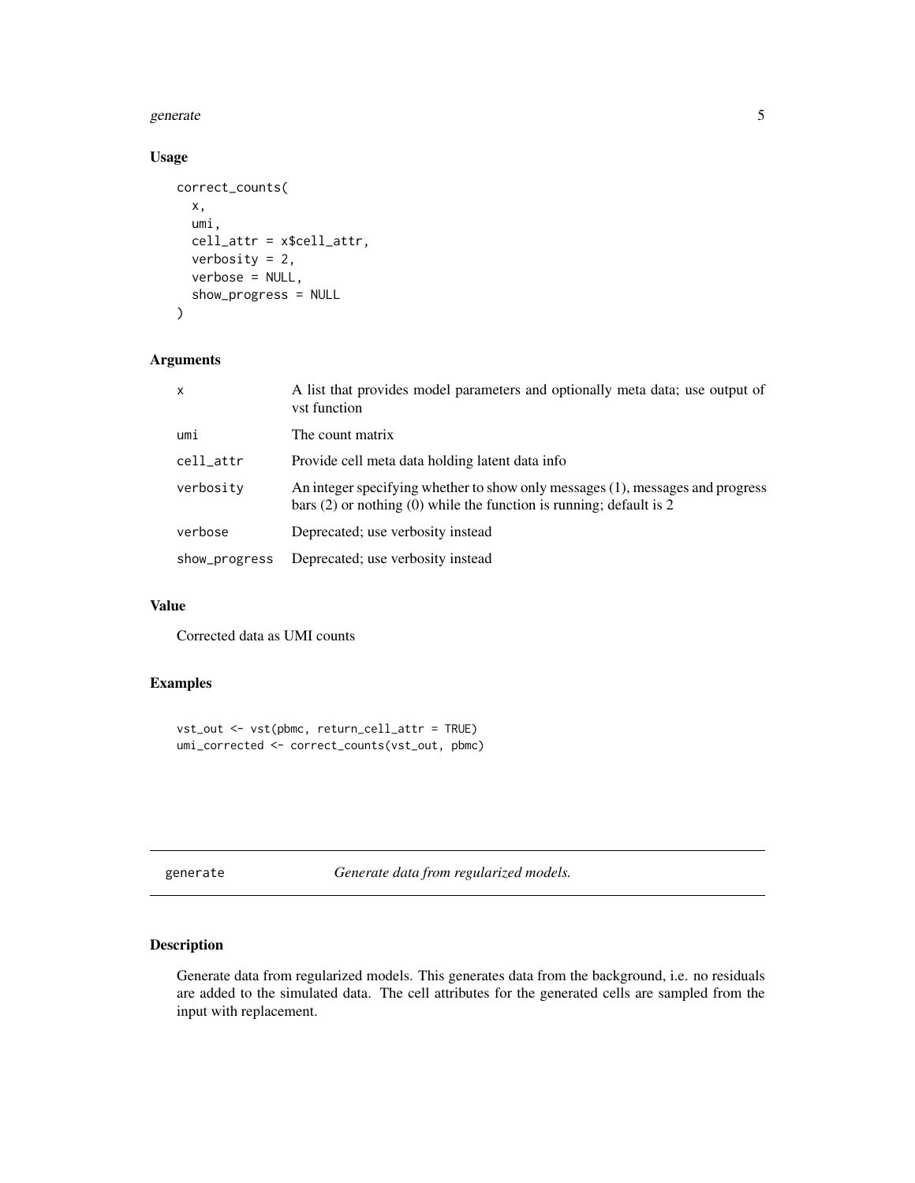### Usage

```
correct_counts(
  x,
  umi,
  cell_attr = x$cell_attr,
  verbosity = 2,
  verbose = NULL,
  show_progress = NULL
)
```

### Arguments

| | |
|---|---|
| x | A list that provides model parameters and optionally meta data; use output of vst function |
| umi | The count matrix |
| cell_attr | Provide cell meta data holding latent data info |
| verbosity | An integer specifying whether to show only messages (1), messages and progress bars (2) or nothing (0) while the function is running; default is 2 |
| verbose | Deprecated; use verbosity instead |
| show_progress | Deprecated; use verbosity instead |

### Value

Corrected data as UMI counts

### Examples

```
vst_out <- vst(pbmc, return_cell_attr = TRUE)
umi_corrected <- correct_counts(vst_out, pbmc)
```

## generate — *Generate data from regularized models.*

### Description

Generate data from regularized models. This generates data from the background, i.e. no residuals are added to the simulated data. The cell attributes for the generated cells are sampled from the input with replacement.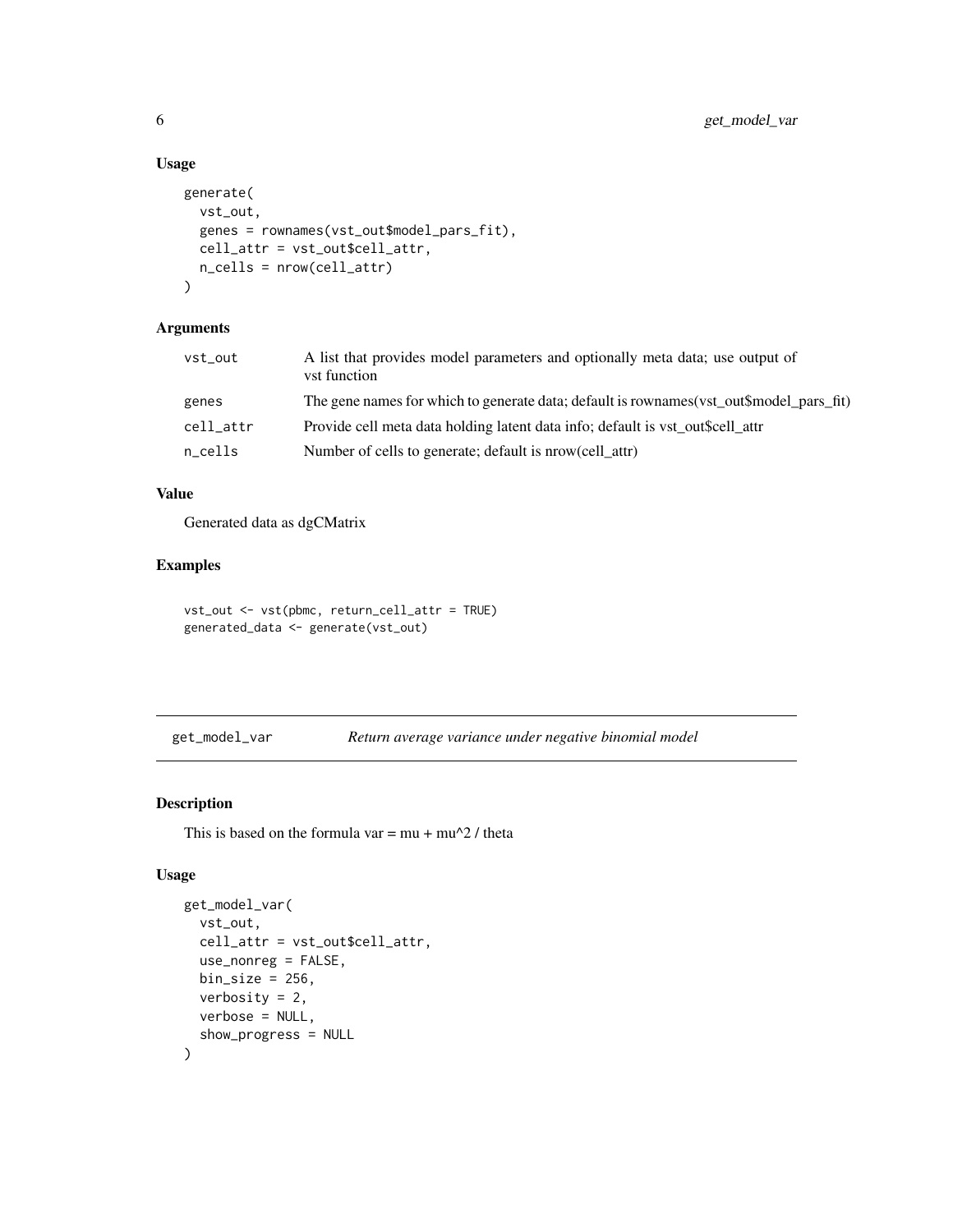## Usage

```
generate(
  vst_out,
  genes = rownames(vst_out$model_pars_fit),
  cell_attr = vst_out$cell_attr,
  n_cells = nrow(cell_attr)
)
```

## Arguments

| Argument | Description |
| --- | --- |
| vst_out | A list that provides model parameters and optionally meta data; use output of vst function |
| genes | The gene names for which to generate data; default is rownames(vst_out$model_pars_fit) |
| cell_attr | Provide cell meta data holding latent data info; default is vst_out$cell_attr |
| n_cells | Number of cells to generate; default is nrow(cell_attr) |

## Value

Generated data as dgCMatrix

## Examples

```
vst_out <- vst(pbmc, return_cell_attr = TRUE)
generated_data <- generate(vst_out)
```

---

# get_model_var — *Return average variance under negative binomial model*

## Description

This is based on the formula var = mu + mu^2 / theta

## Usage

```
get_model_var(
  vst_out,
  cell_attr = vst_out$cell_attr,
  use_nonreg = FALSE,
  bin_size = 256,
  verbosity = 2,
  verbose = NULL,
  show_progress = NULL
)
```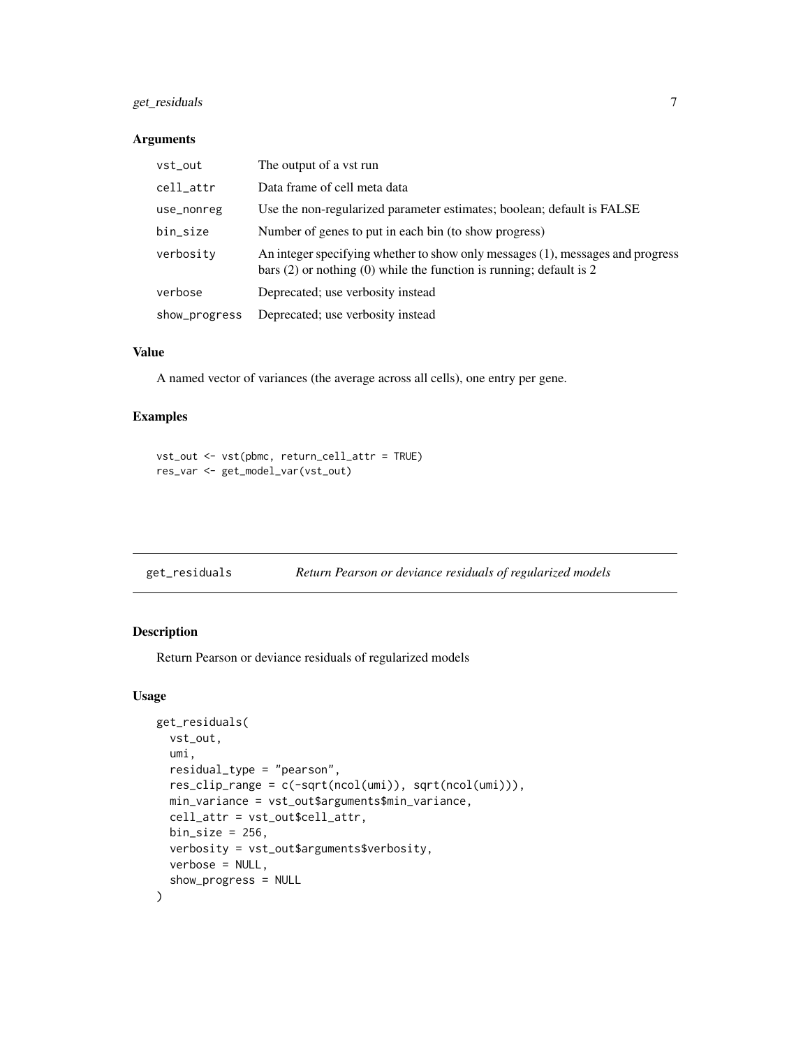### Arguments

| | |
|---|---|
| vst_out | The output of a vst run |
| cell_attr | Data frame of cell meta data |
| use_nonreg | Use the non-regularized parameter estimates; boolean; default is FALSE |
| bin_size | Number of genes to put in each bin (to show progress) |
| verbosity | An integer specifying whether to show only messages (1), messages and progress bars (2) or nothing (0) while the function is running; default is 2 |
| verbose | Deprecated; use verbosity instead |
| show_progress | Deprecated; use verbosity instead |

### Value

A named vector of variances (the average across all cells), one entry per gene.

### Examples

```
vst_out <- vst(pbmc, return_cell_attr = TRUE)
res_var <- get_model_var(vst_out)
```

---

## get_residuals *Return Pearson or deviance residuals of regularized models*

---

### Description

Return Pearson or deviance residuals of regularized models

### Usage

```
get_residuals(
  vst_out,
  umi,
  residual_type = "pearson",
  res_clip_range = c(-sqrt(ncol(umi)), sqrt(ncol(umi))),
  min_variance = vst_out$arguments$min_variance,
  cell_attr = vst_out$cell_attr,
  bin_size = 256,
  verbosity = vst_out$arguments$verbosity,
  verbose = NULL,
  show_progress = NULL
)
```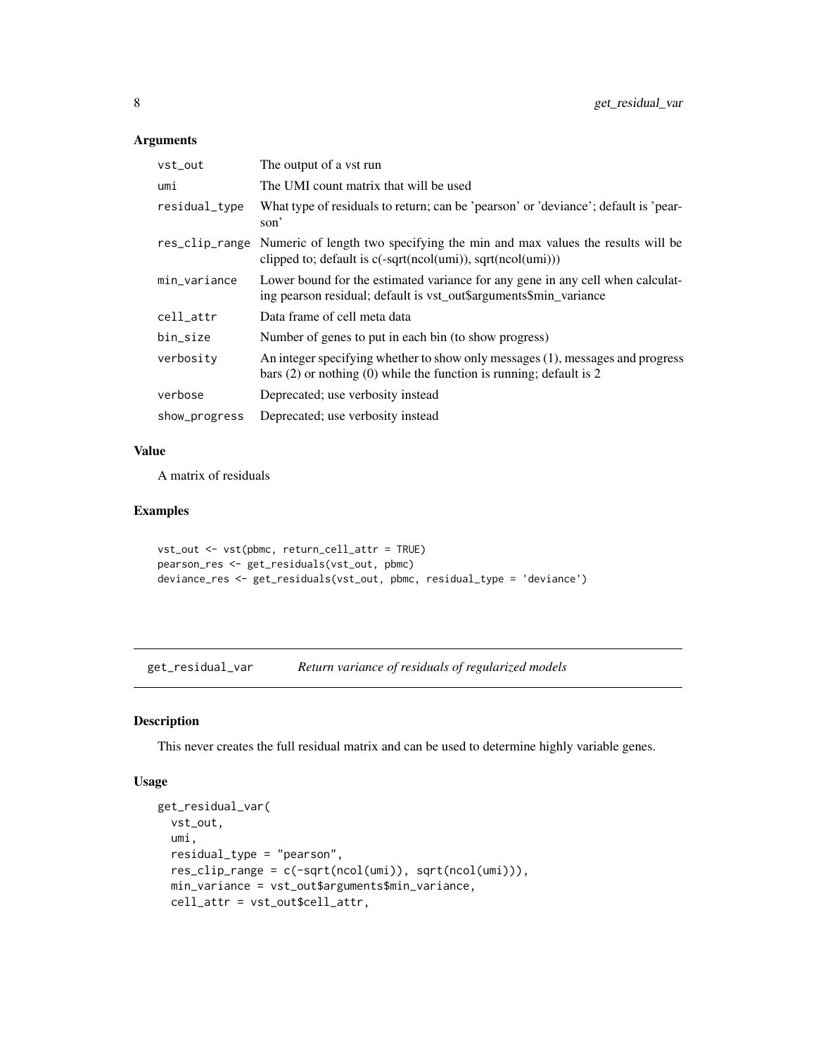### Arguments

| | |
|---|---|
| vst_out | The output of a vst run |
| umi | The UMI count matrix that will be used |
| residual_type | What type of residuals to return; can be 'pearson' or 'deviance'; default is 'pearson' |
| res_clip_range | Numeric of length two specifying the min and max values the results will be clipped to; default is c(-sqrt(ncol(umi)), sqrt(ncol(umi))) |
| min_variance | Lower bound for the estimated variance for any gene in any cell when calculating pearson residual; default is vst_out$arguments$min_variance |
| cell_attr | Data frame of cell meta data |
| bin_size | Number of genes to put in each bin (to show progress) |
| verbosity | An integer specifying whether to show only messages (1), messages and progress bars (2) or nothing (0) while the function is running; default is 2 |
| verbose | Deprecated; use verbosity instead |
| show_progress | Deprecated; use verbosity instead |

### Value

A matrix of residuals

### Examples

```
vst_out <- vst(pbmc, return_cell_attr = TRUE)
pearson_res <- get_residuals(vst_out, pbmc)
deviance_res <- get_residuals(vst_out, pbmc, residual_type = 'deviance')
```

---

## get_residual_var *Return variance of residuals of regularized models*

### Description

This never creates the full residual matrix and can be used to determine highly variable genes.

### Usage

```
get_residual_var(
  vst_out,
  umi,
  residual_type = "pearson",
  res_clip_range = c(-sqrt(ncol(umi)), sqrt(ncol(umi))),
  min_variance = vst_out$arguments$min_variance,
  cell_attr = vst_out$cell_attr,
```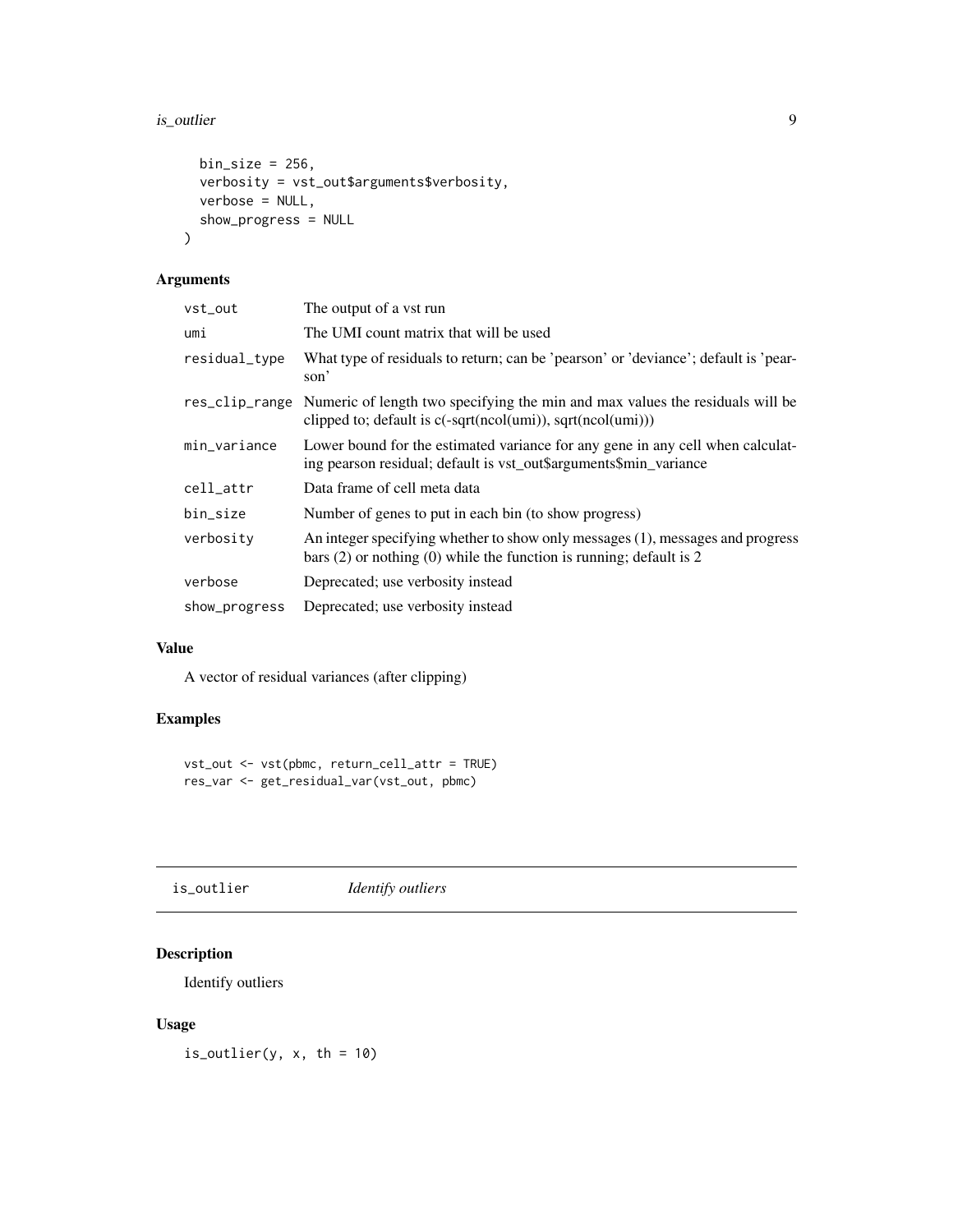```
  bin_size = 256,
  verbosity = vst_out$arguments$verbosity,
  verbose = NULL,
  show_progress = NULL
)
```

## Arguments

| | |
|---|---|
| vst_out | The output of a vst run |
| umi | The UMI count matrix that will be used |
| residual_type | What type of residuals to return; can be 'pearson' or 'deviance'; default is 'pearson' |
| res_clip_range | Numeric of length two specifying the min and max values the residuals will be clipped to; default is c(-sqrt(ncol(umi)), sqrt(ncol(umi))) |
| min_variance | Lower bound for the estimated variance for any gene in any cell when calculating pearson residual; default is vst_out$arguments$min_variance |
| cell_attr | Data frame of cell meta data |
| bin_size | Number of genes to put in each bin (to show progress) |
| verbosity | An integer specifying whether to show only messages (1), messages and progress bars (2) or nothing (0) while the function is running; default is 2 |
| verbose | Deprecated; use verbosity instead |
| show_progress | Deprecated; use verbosity instead |

## Value

A vector of residual variances (after clipping)

## Examples

```
vst_out <- vst(pbmc, return_cell_attr = TRUE)
res_var <- get_residual_var(vst_out, pbmc)
```

---

# is_outlier    *Identify outliers*

## Description

Identify outliers

## Usage

```
is_outlier(y, x, th = 10)
```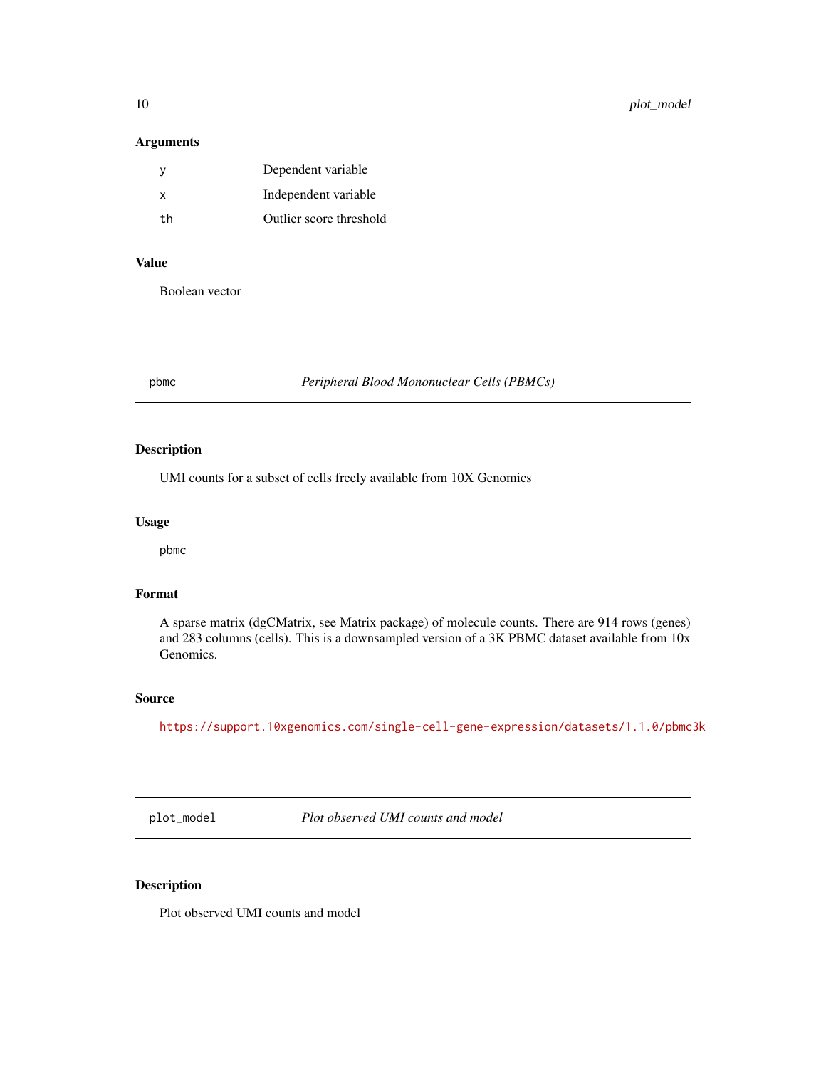### Arguments

| | |
|---|---|
| y | Dependent variable |
| x | Independent variable |
| th | Outlier score threshold |

### Value

Boolean vector

---

## pbmc — *Peripheral Blood Mononuclear Cells (PBMCs)*

---

### Description

UMI counts for a subset of cells freely available from 10X Genomics

### Usage

```
pbmc
```

### Format

A sparse matrix (dgCMatrix, see Matrix package) of molecule counts. There are 914 rows (genes) and 283 columns (cells). This is a downsampled version of a 3K PBMC dataset available from 10x Genomics.

### Source

https://support.10xgenomics.com/single-cell-gene-expression/datasets/1.1.0/pbmc3k

---

## plot_model — *Plot observed UMI counts and model*

---

### Description

Plot observed UMI counts and model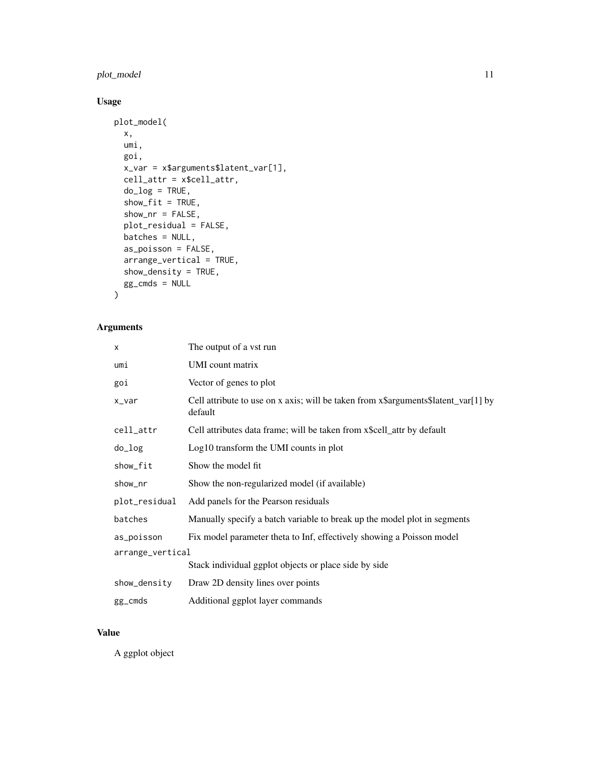## Usage

```
plot_model(
  x,
  umi,
  goi,
  x_var = x$arguments$latent_var[1],
  cell_attr = x$cell_attr,
  do_log = TRUE,
  show_fit = TRUE,
  show_nr = FALSE,
  plot_residual = FALSE,
  batches = NULL,
  as_poisson = FALSE,
  arrange_vertical = TRUE,
  show_density = TRUE,
  gg_cmds = NULL
)
```

## Arguments

| | |
|---|---|
| `x` | The output of a vst run |
| `umi` | UMI count matrix |
| `goi` | Vector of genes to plot |
| `x_var` | Cell attribute to use on x axis; will be taken from x$arguments$latent_var[1] by default |
| `cell_attr` | Cell attributes data frame; will be taken from x$cell_attr by default |
| `do_log` | Log10 transform the UMI counts in plot |
| `show_fit` | Show the model fit |
| `show_nr` | Show the non-regularized model (if available) |
| `plot_residual` | Add panels for the Pearson residuals |
| `batches` | Manually specify a batch variable to break up the model plot in segments |
| `as_poisson` | Fix model parameter theta to Inf, effectively showing a Poisson model |
| `arrange_vertical` | Stack individual ggplot objects or place side by side |
| `show_density` | Draw 2D density lines over points |
| `gg_cmds` | Additional ggplot layer commands |

## Value

A ggplot object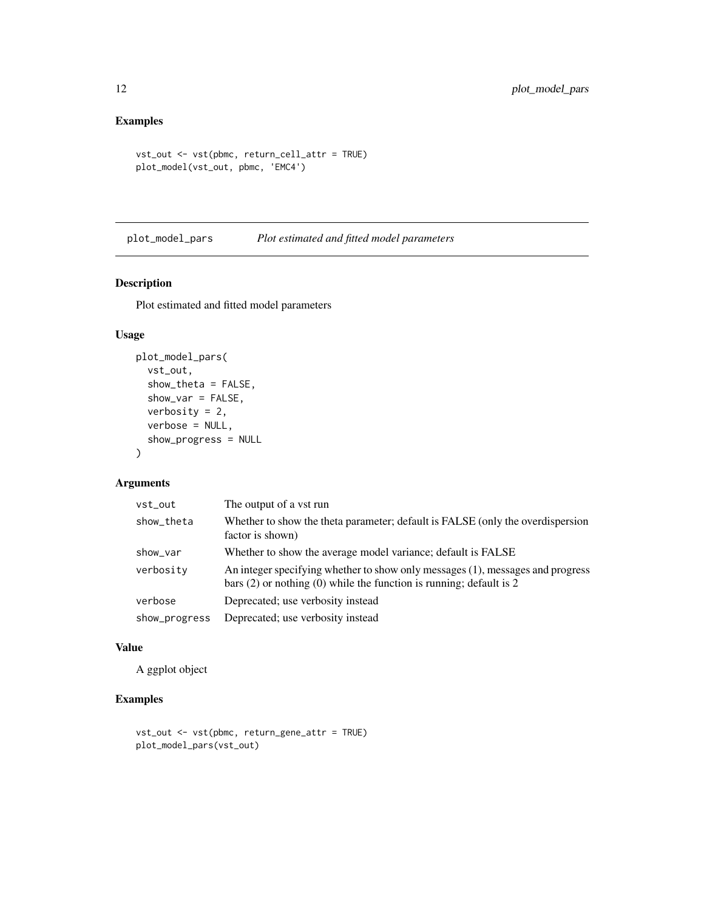## Examples

```
vst_out <- vst(pbmc, return_cell_attr = TRUE)
plot_model(vst_out, pbmc, 'EMC4')
```

---

# plot_model_pars *Plot estimated and fitted model parameters*

## Description

Plot estimated and fitted model parameters

## Usage

```
plot_model_pars(
  vst_out,
  show_theta = FALSE,
  show_var = FALSE,
  verbosity = 2,
  verbose = NULL,
  show_progress = NULL
)
```

## Arguments

| | |
|---|---|
| vst_out | The output of a vst run |
| show_theta | Whether to show the theta parameter; default is FALSE (only the overdispersion factor is shown) |
| show_var | Whether to show the average model variance; default is FALSE |
| verbosity | An integer specifying whether to show only messages (1), messages and progress bars (2) or nothing (0) while the function is running; default is 2 |
| verbose | Deprecated; use verbosity instead |
| show_progress | Deprecated; use verbosity instead |

## Value

A ggplot object

## Examples

```
vst_out <- vst(pbmc, return_gene_attr = TRUE)
plot_model_pars(vst_out)
```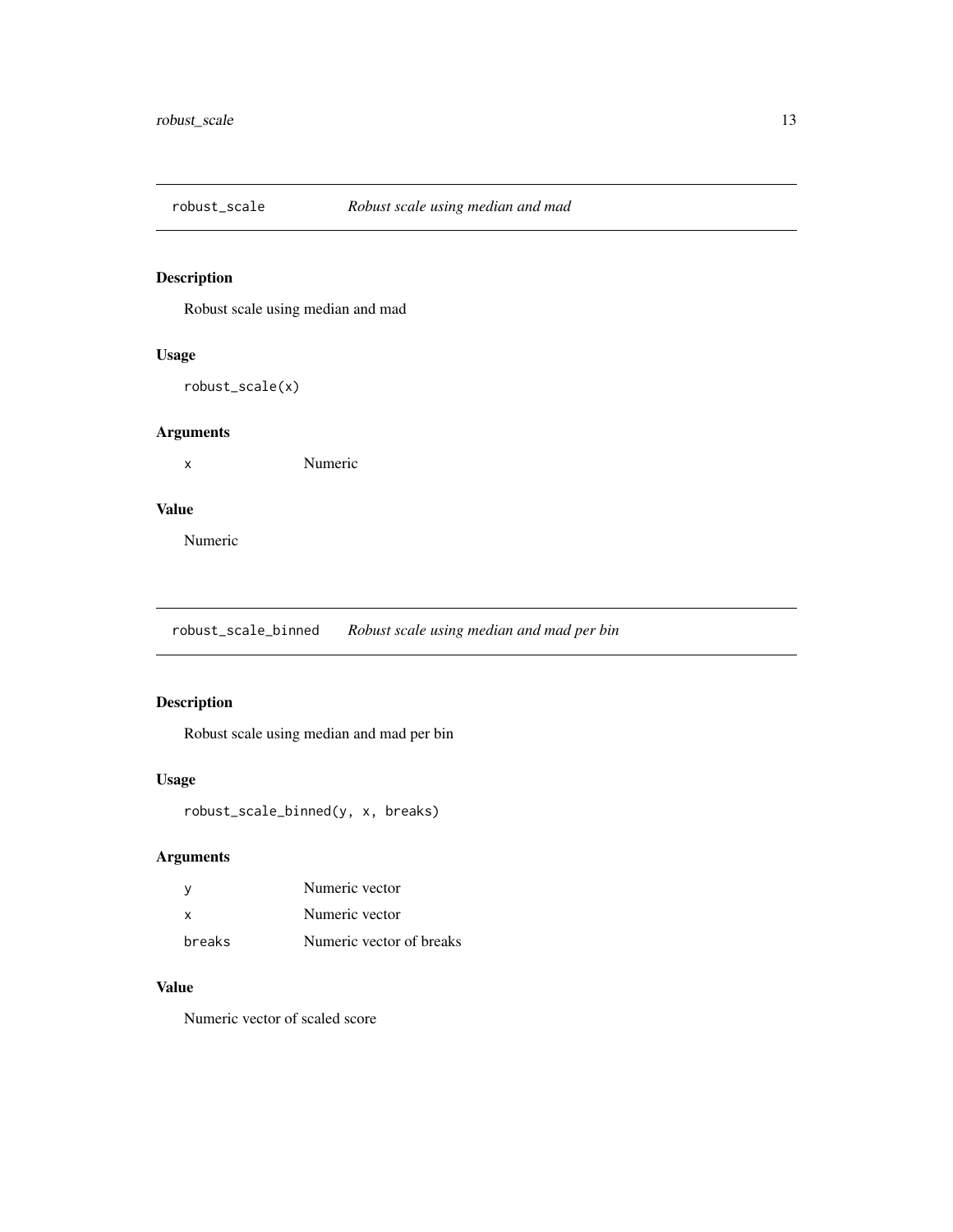## robust_scale *Robust scale using median and mad*

### Description

Robust scale using median and mad

### Usage

```
robust_scale(x)
```

### Arguments

| | |
|---|---|
| x | Numeric |

### Value

Numeric

## robust_scale_binned *Robust scale using median and mad per bin*

### Description

Robust scale using median and mad per bin

### Usage

```
robust_scale_binned(y, x, breaks)
```

### Arguments

| | |
|---|---|
| y | Numeric vector |
| x | Numeric vector |
| breaks | Numeric vector of breaks |

### Value

Numeric vector of scaled score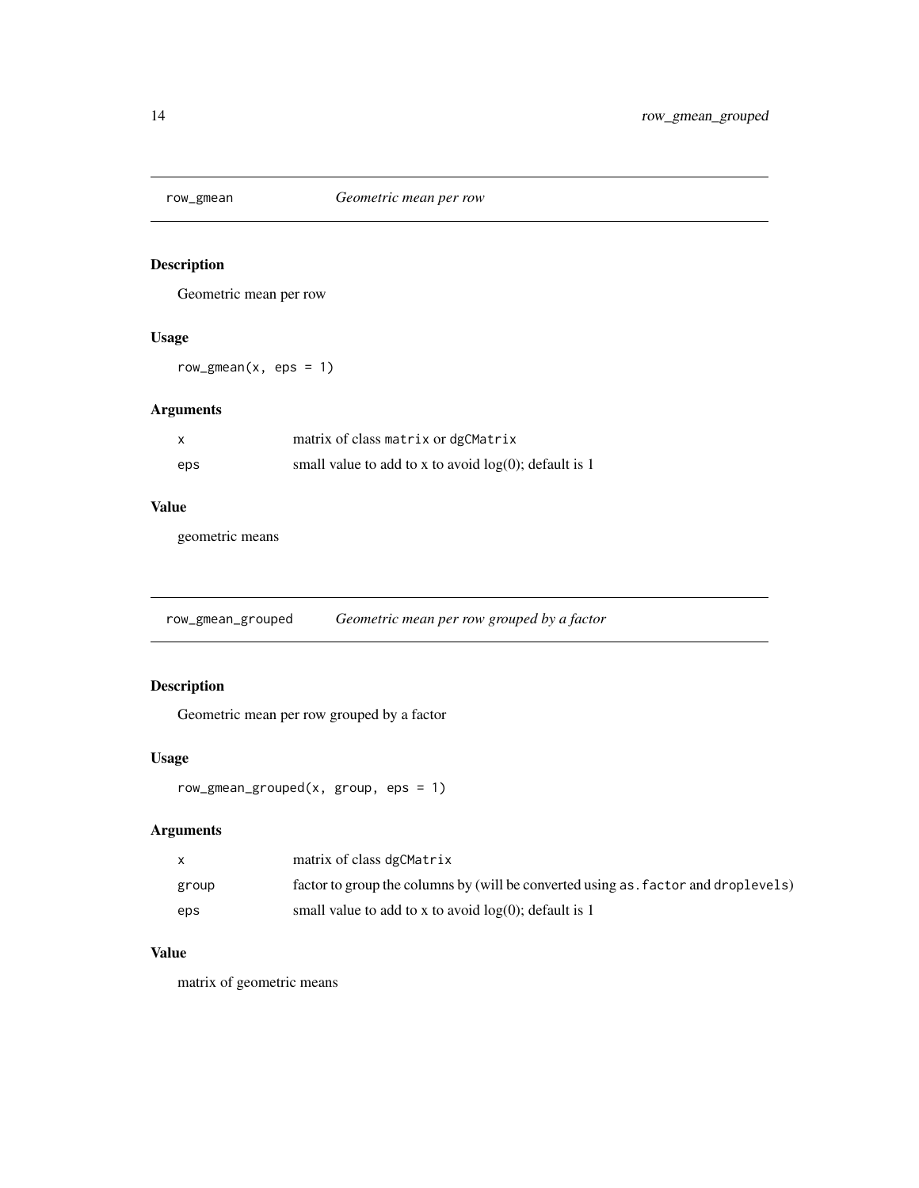## row_gmean *Geometric mean per row*

### Description

Geometric mean per row

### Usage

```
row_gmean(x, eps = 1)
```

### Arguments

| | |
|---|---|
| x | matrix of class matrix or dgCMatrix |
| eps | small value to add to x to avoid log(0); default is 1 |

### Value

geometric means

## row_gmean_grouped *Geometric mean per row grouped by a factor*

### Description

Geometric mean per row grouped by a factor

### Usage

```
row_gmean_grouped(x, group, eps = 1)
```

### Arguments

| | |
|---|---|
| x | matrix of class dgCMatrix |
| group | factor to group the columns by (will be converted using as.factor and droplevels) |
| eps | small value to add to x to avoid log(0); default is 1 |

### Value

matrix of geometric means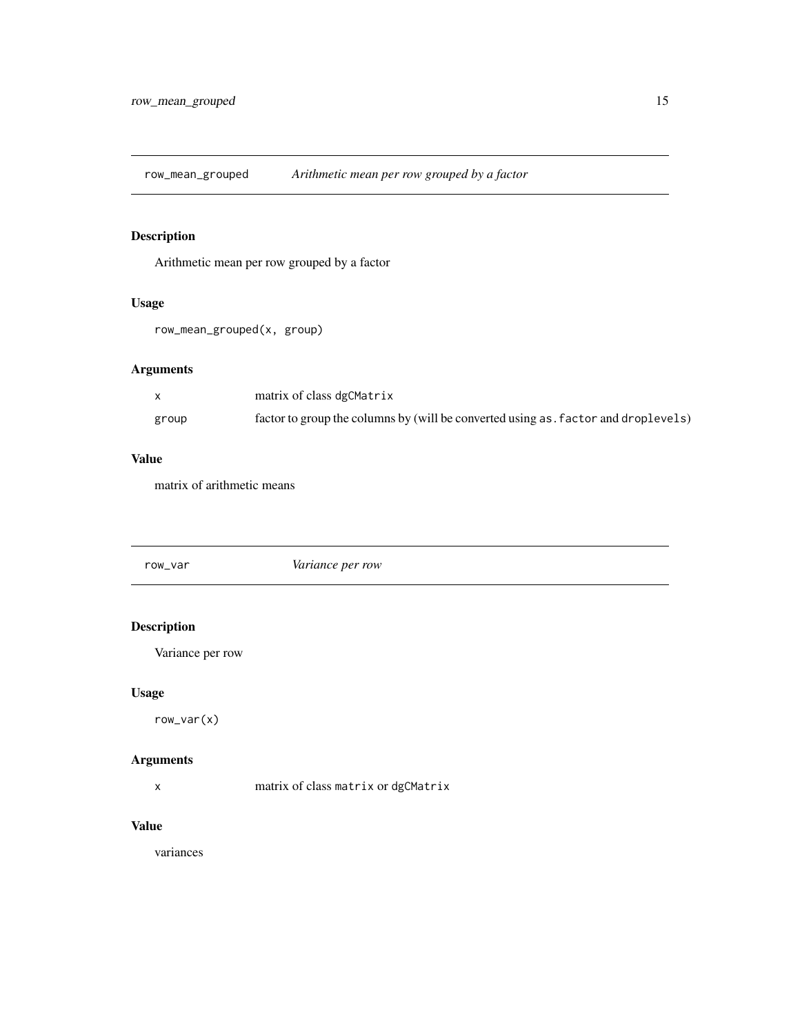## row_mean_grouped — *Arithmetic mean per row grouped by a factor*

### Description

Arithmetic mean per row grouped by a factor

### Usage

```
row_mean_grouped(x, group)
```

### Arguments

| | |
|---|---|
| `x` | matrix of class `dgCMatrix` |
| `group` | factor to group the columns by (will be converted using `as.factor` and `droplevels`) |

### Value

matrix of arithmetic means

## row_var — *Variance per row*

### Description

Variance per row

### Usage

```
row_var(x)
```

### Arguments

| | |
|---|---|
| `x` | matrix of class `matrix` or `dgCMatrix` |

### Value

variances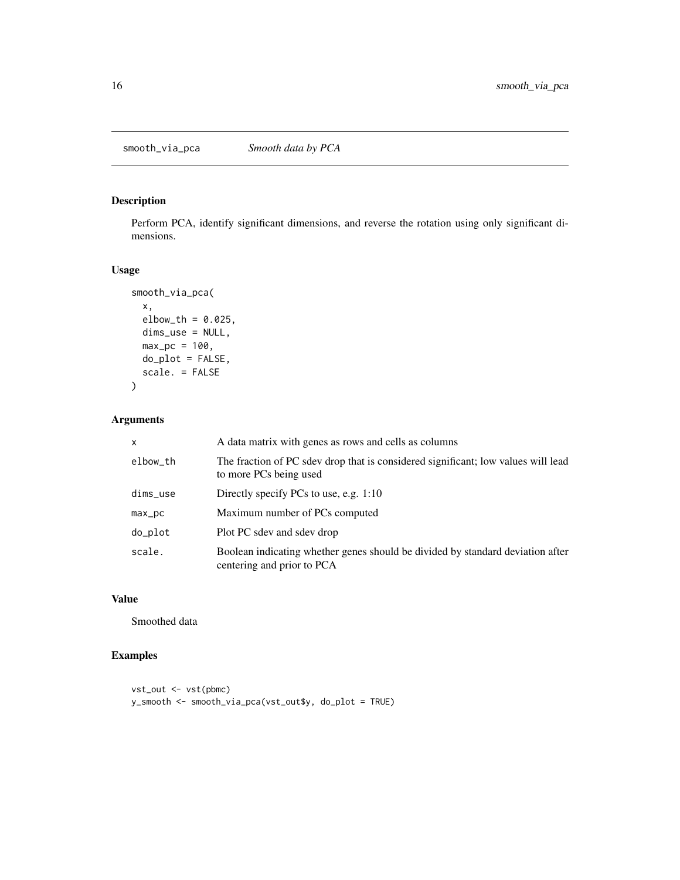# smooth_via_pca — *Smooth data by PCA*

## Description

Perform PCA, identify significant dimensions, and reverse the rotation using only significant dimensions.

## Usage

```
smooth_via_pca(
  x,
  elbow_th = 0.025,
  dims_use = NULL,
  max_pc = 100,
  do_plot = FALSE,
  scale. = FALSE
)
```

## Arguments

| | |
|---|---|
| x | A data matrix with genes as rows and cells as columns |
| elbow_th | The fraction of PC sdev drop that is considered significant; low values will lead to more PCs being used |
| dims_use | Directly specify PCs to use, e.g. 1:10 |
| max_pc | Maximum number of PCs computed |
| do_plot | Plot PC sdev and sdev drop |
| scale. | Boolean indicating whether genes should be divided by standard deviation after centering and prior to PCA |

## Value

Smoothed data

## Examples

```
vst_out <- vst(pbmc)
y_smooth <- smooth_via_pca(vst_out$y, do_plot = TRUE)
```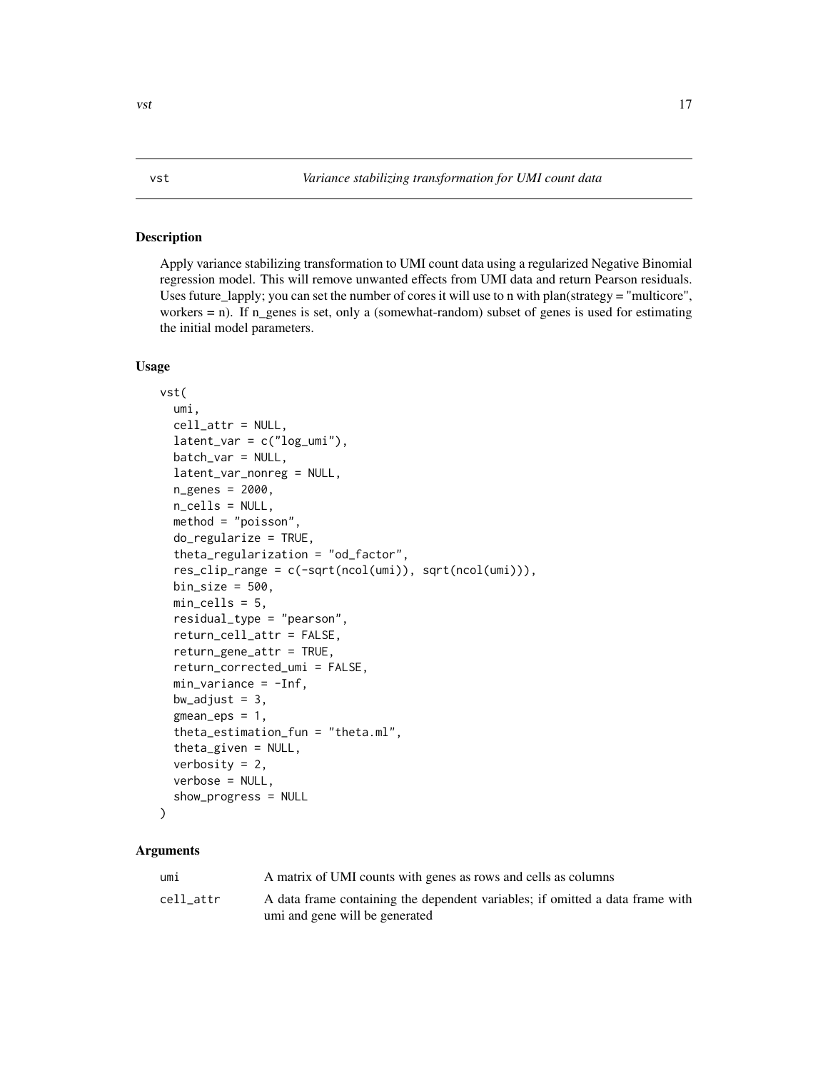## vst — *Variance stabilizing transformation for UMI count data*

### Description

Apply variance stabilizing transformation to UMI count data using a regularized Negative Binomial regression model. This will remove unwanted effects from UMI data and return Pearson residuals. Uses future_lapply; you can set the number of cores it will use to n with plan(strategy = "multicore", workers = n). If n_genes is set, only a (somewhat-random) subset of genes is used for estimating the initial model parameters.

### Usage

```
vst(
  umi,
  cell_attr = NULL,
  latent_var = c("log_umi"),
  batch_var = NULL,
  latent_var_nonreg = NULL,
  n_genes = 2000,
  n_cells = NULL,
  method = "poisson",
  do_regularize = TRUE,
  theta_regularization = "od_factor",
  res_clip_range = c(-sqrt(ncol(umi)), sqrt(ncol(umi))),
  bin_size = 500,
  min_cells = 5,
  residual_type = "pearson",
  return_cell_attr = FALSE,
  return_gene_attr = TRUE,
  return_corrected_umi = FALSE,
  min_variance = -Inf,
  bw_adjust = 3,
  gmean_eps = 1,
  theta_estimation_fun = "theta.ml",
  theta_given = NULL,
  verbosity = 2,
  verbose = NULL,
  show_progress = NULL
)
```

### Arguments

| | |
|---|---|
| umi | A matrix of UMI counts with genes as rows and cells as columns |
| cell_attr | A data frame containing the dependent variables; if omitted a data frame with umi and gene will be generated |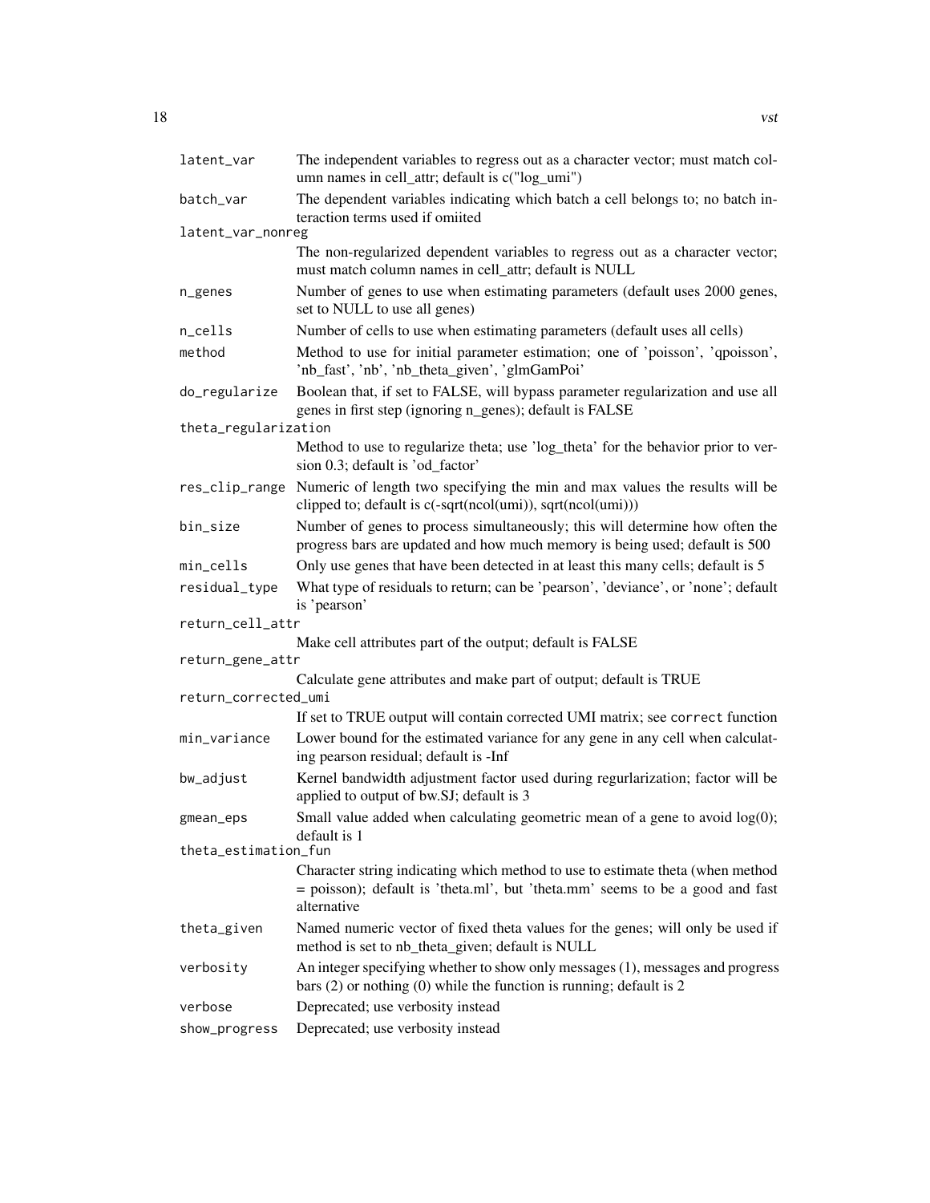| Argument | Description |
| --- | --- |
| `latent_var` | The independent variables to regress out as a character vector; must match column names in cell_attr; default is c("log_umi") |
| `batch_var` | The dependent variables indicating which batch a cell belongs to; no batch interaction terms used if omiited |
| `latent_var_nonreg` | The non-regularized dependent variables to regress out as a character vector; must match column names in cell_attr; default is NULL |
| `n_genes` | Number of genes to use when estimating parameters (default uses 2000 genes, set to NULL to use all genes) |
| `n_cells` | Number of cells to use when estimating parameters (default uses all cells) |
| `method` | Method to use for initial parameter estimation; one of 'poisson', 'qpoisson', 'nb_fast', 'nb', 'nb_theta_given', 'glmGamPoi' |
| `do_regularize` | Boolean that, if set to FALSE, will bypass parameter regularization and use all genes in first step (ignoring n_genes); default is FALSE |
| `theta_regularization` | Method to use to regularize theta; use 'log_theta' for the behavior prior to version 0.3; default is 'od_factor' |
| `res_clip_range` | Numeric of length two specifying the min and max values the results will be clipped to; default is c(-sqrt(ncol(umi)), sqrt(ncol(umi))) |
| `bin_size` | Number of genes to process simultaneously; this will determine how often the progress bars are updated and how much memory is being used; default is 500 |
| `min_cells` | Only use genes that have been detected in at least this many cells; default is 5 |
| `residual_type` | What type of residuals to return; can be 'pearson', 'deviance', or 'none'; default is 'pearson' |
| `return_cell_attr` | Make cell attributes part of the output; default is FALSE |
| `return_gene_attr` | Calculate gene attributes and make part of output; default is TRUE |
| `return_corrected_umi` | If set to TRUE output will contain corrected UMI matrix; see `correct` function |
| `min_variance` | Lower bound for the estimated variance for any gene in any cell when calculating pearson residual; default is -Inf |
| `bw_adjust` | Kernel bandwidth adjustment factor used during regurlarization; factor will be applied to output of bw.SJ; default is 3 |
| `gmean_eps` | Small value added when calculating geometric mean of a gene to avoid log(0); default is 1 |
| `theta_estimation_fun` | Character string indicating which method to use to estimate theta (when method = poisson); default is 'theta.ml', but 'theta.mm' seems to be a good and fast alternative |
| `theta_given` | Named numeric vector of fixed theta values for the genes; will only be used if method is set to nb_theta_given; default is NULL |
| `verbosity` | An integer specifying whether to show only messages (1), messages and progress bars (2) or nothing (0) while the function is running; default is 2 |
| `verbose` | Deprecated; use verbosity instead |
| `show_progress` | Deprecated; use verbosity instead |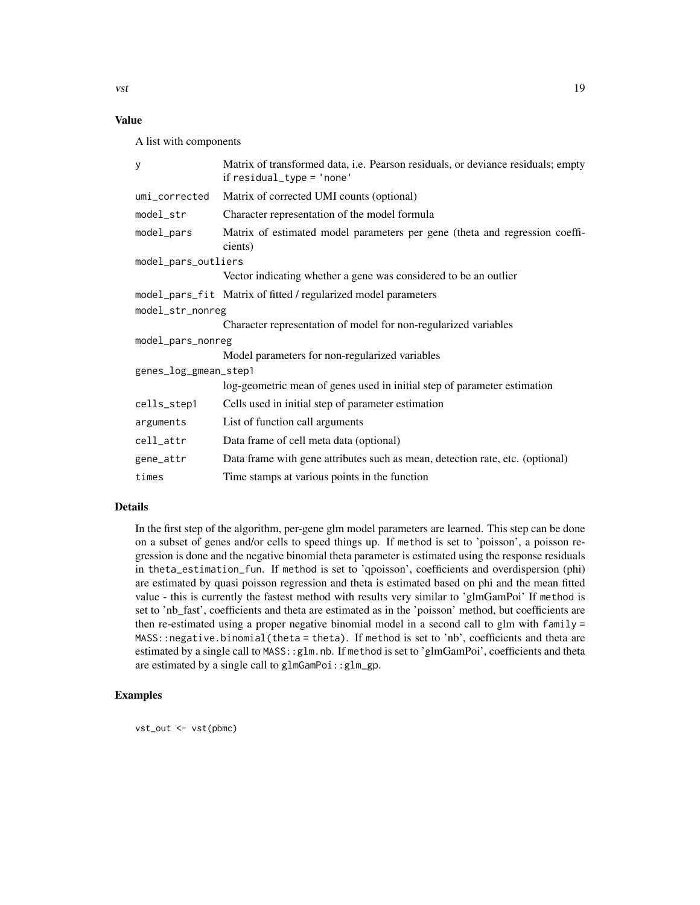## Value

A list with components

| | |
|---|---|
| `y` | Matrix of transformed data, i.e. Pearson residuals, or deviance residuals; empty if `residual_type = 'none'` |
| `umi_corrected` | Matrix of corrected UMI counts (optional) |
| `model_str` | Character representation of the model formula |
| `model_pars` | Matrix of estimated model parameters per gene (theta and regression coefficients) |
| `model_pars_outliers` | Vector indicating whether a gene was considered to be an outlier |
| `model_pars_fit` | Matrix of fitted / regularized model parameters |
| `model_str_nonreg` | Character representation of model for non-regularized variables |
| `model_pars_nonreg` | Model parameters for non-regularized variables |
| `genes_log_gmean_step1` | log-geometric mean of genes used in initial step of parameter estimation |
| `cells_step1` | Cells used in initial step of parameter estimation |
| `arguments` | List of function call arguments |
| `cell_attr` | Data frame of cell meta data (optional) |
| `gene_attr` | Data frame with gene attributes such as mean, detection rate, etc. (optional) |
| `times` | Time stamps at various points in the function |

## Details

In the first step of the algorithm, per-gene glm model parameters are learned. This step can be done on a subset of genes and/or cells to speed things up. If `method` is set to 'poisson', a poisson regression is done and the negative binomial theta parameter is estimated using the response residuals in `theta_estimation_fun`. If `method` is set to 'qpoisson', coefficients and overdispersion (phi) are estimated by quasi poisson regression and theta is estimated based on phi and the mean fitted value - this is currently the fastest method with results very similar to 'glmGamPoi' If `method` is set to 'nb_fast', coefficients and theta are estimated as in the 'poisson' method, but coefficients are then re-estimated using a proper negative binomial model in a second call to glm with `family = MASS::negative.binomial(theta = theta)`. If `method` is set to 'nb', coefficients and theta are estimated by a single call to `MASS::glm.nb`. If `method` is set to 'glmGamPoi', coefficients and theta are estimated by a single call to `glmGamPoi::glm_gp`.

## Examples

```
vst_out <- vst(pbmc)
```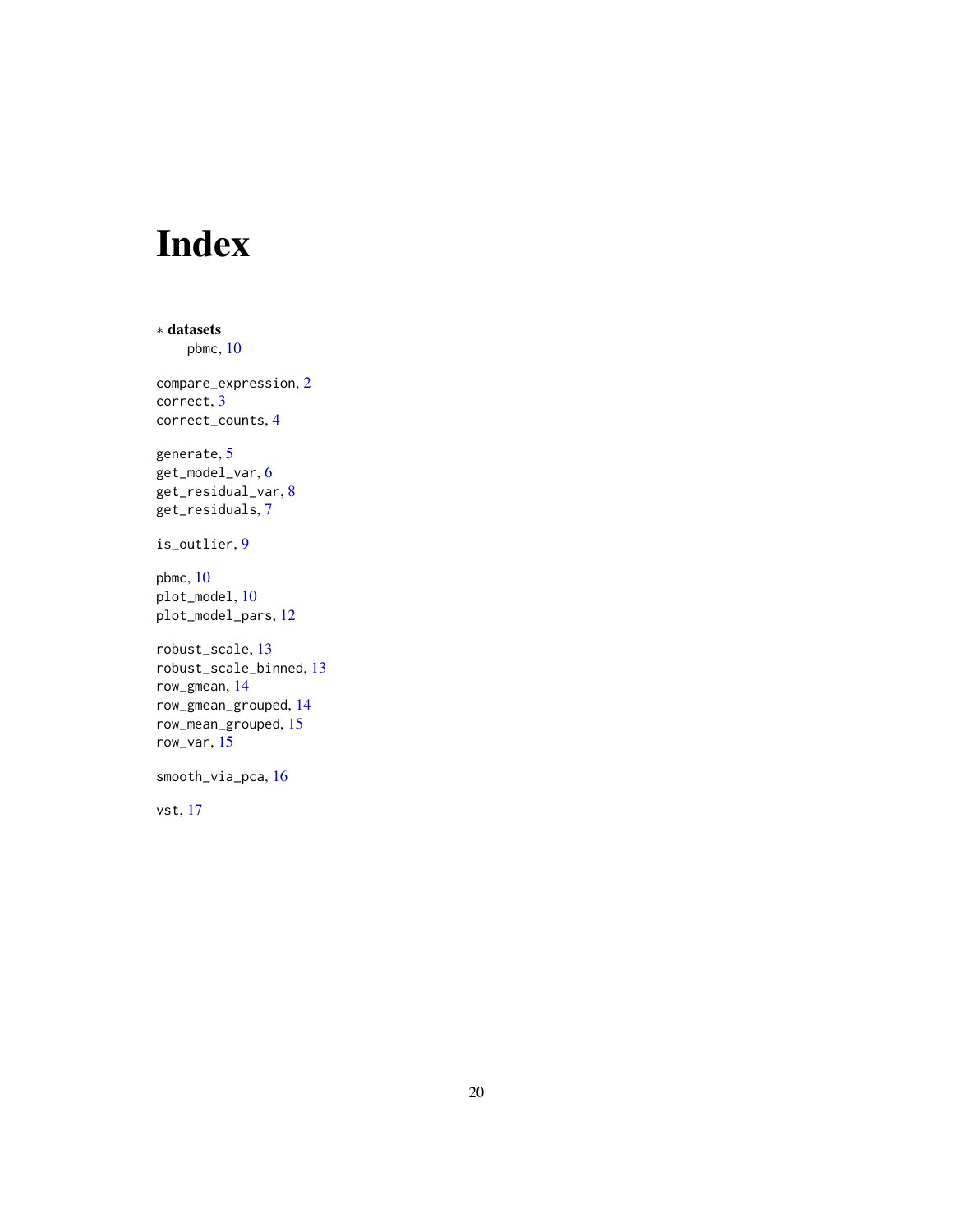# Index

∗ **datasets**

pbmc, 10

compare_expression, 2
correct, 3
correct_counts, 4

generate, 5
get_model_var, 6
get_residual_var, 8
get_residuals, 7

is_outlier, 9

pbmc, 10
plot_model, 10
plot_model_pars, 12

robust_scale, 13
robust_scale_binned, 13
row_gmean, 14
row_gmean_grouped, 14
row_mean_grouped, 15
row_var, 15

smooth_via_pca, 16

vst, 17